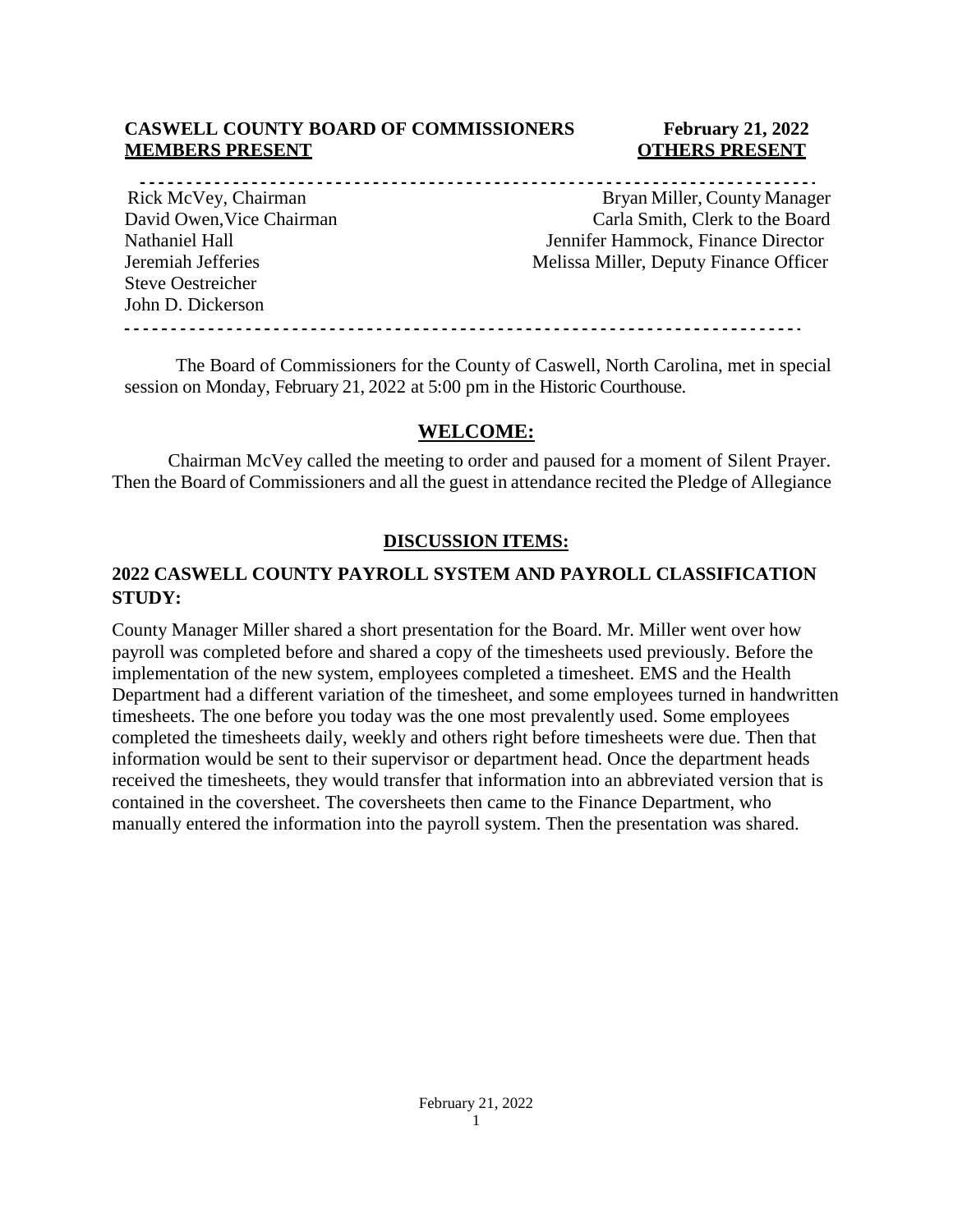**CASWELL COUNTY BOARD OF COMMISSIONERS** **February 21, 2022**

| **MEMBERS PRESENT** | **OTHERS PRESENT** |
| --- | --- |
| Rick McVey, Chairman | Bryan Miller, County Manager |
| David Owen, Vice Chairman | Carla Smith, Clerk to the Board |
| Nathaniel Hall | Jennifer Hammock, Finance Director |
| Jeremiah Jefferies | Melissa Miller, Deputy Finance Officer |
| Steve Oestreicher | |
| John D. Dickerson | |

The Board of Commissioners for the County of Caswell, North Carolina, met in special session on Monday, February 21, 2022 at 5:00 pm in the Historic Courthouse.

## WELCOME:

Chairman McVey called the meeting to order and paused for a moment of Silent Prayer. Then the Board of Commissioners and all the guest in attendance recited the Pledge of Allegiance

## DISCUSSION ITEMS:

### 2022 CASWELL COUNTY PAYROLL SYSTEM AND PAYROLL CLASSIFICATION STUDY:

County Manager Miller shared a short presentation for the Board. Mr. Miller went over how payroll was completed before and shared a copy of the timesheets used previously. Before the implementation of the new system, employees completed a timesheet. EMS and the Health Department had a different variation of the timesheet, and some employees turned in handwritten timesheets. The one before you today was the one most prevalently used. Some employees completed the timesheets daily, weekly and others right before timesheets were due. Then that information would be sent to their supervisor or department head. Once the department heads received the timesheets, they would transfer that information into an abbreviated version that is contained in the coversheet. The coversheets then came to the Finance Department, who manually entered the information into the payroll system. Then the presentation was shared.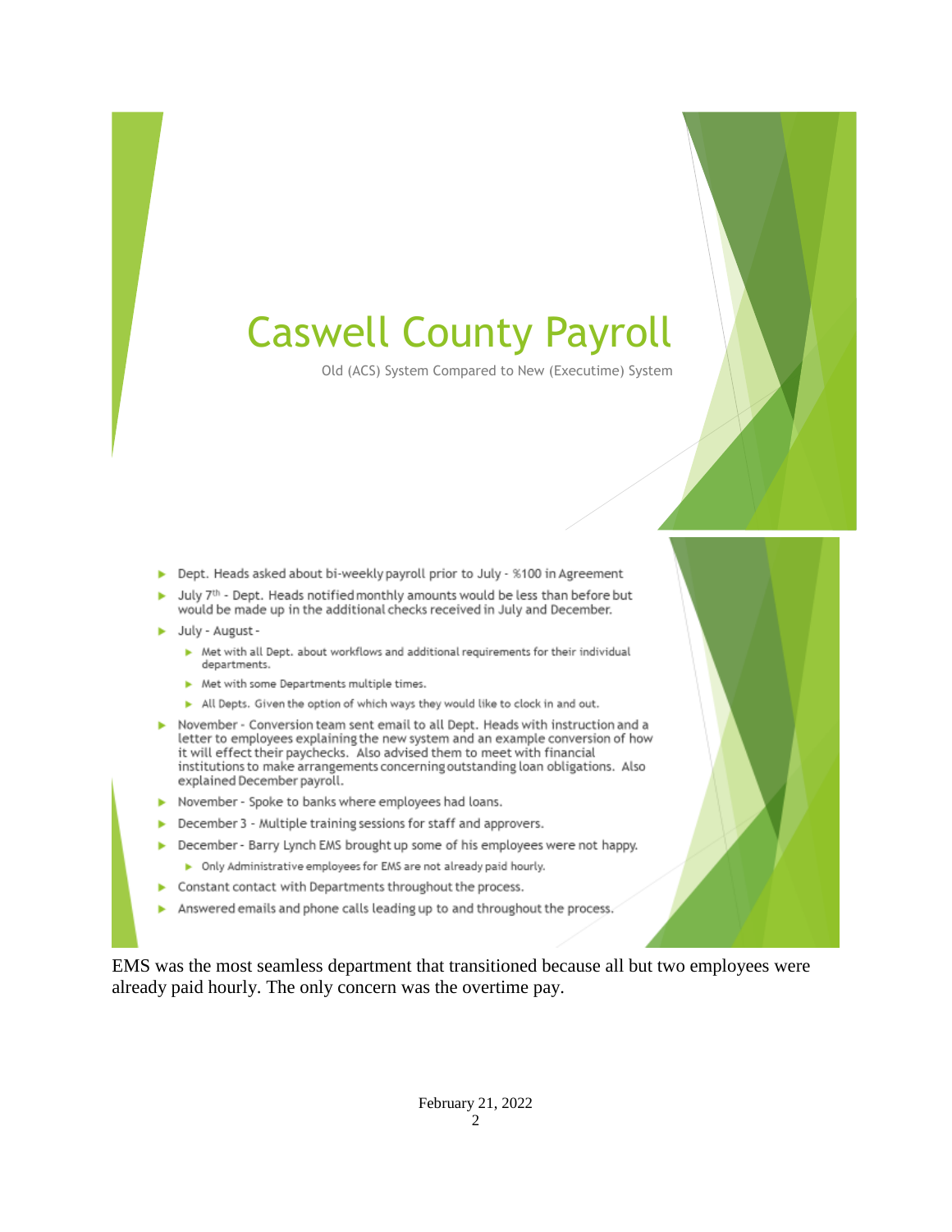# Caswell County Payroll

Old (ACS) System Compared to New (Executime) System

- Dept. Heads asked about bi-weekly payroll prior to July - %100 in Agreement
- July 7th - Dept. Heads notified monthly amounts would be less than before but would be made up in the additional checks received in July and December.
- July - August -
  - Met with all Dept. about workflows and additional requirements for their individual departments.
  - Met with some Departments multiple times.
  - All Depts. Given the option of which ways they would like to clock in and out.
- November - Conversion team sent email to all Dept. Heads with instruction and a letter to employees explaining the new system and an example conversion of how it will effect their paychecks. Also advised them to meet with financial institutions to make arrangements concerning outstanding loan obligations. Also explained December payroll.
- November - Spoke to banks where employees had loans.
- December 3 - Multiple training sessions for staff and approvers.
- December - Barry Lynch EMS brought up some of his employees were not happy.
  - Only Administrative employees for EMS are not already paid hourly.
- Constant contact with Departments throughout the process.
- Answered emails and phone calls leading up to and throughout the process.

EMS was the most seamless department that transitioned because all but two employees were already paid hourly. The only concern was the overtime pay.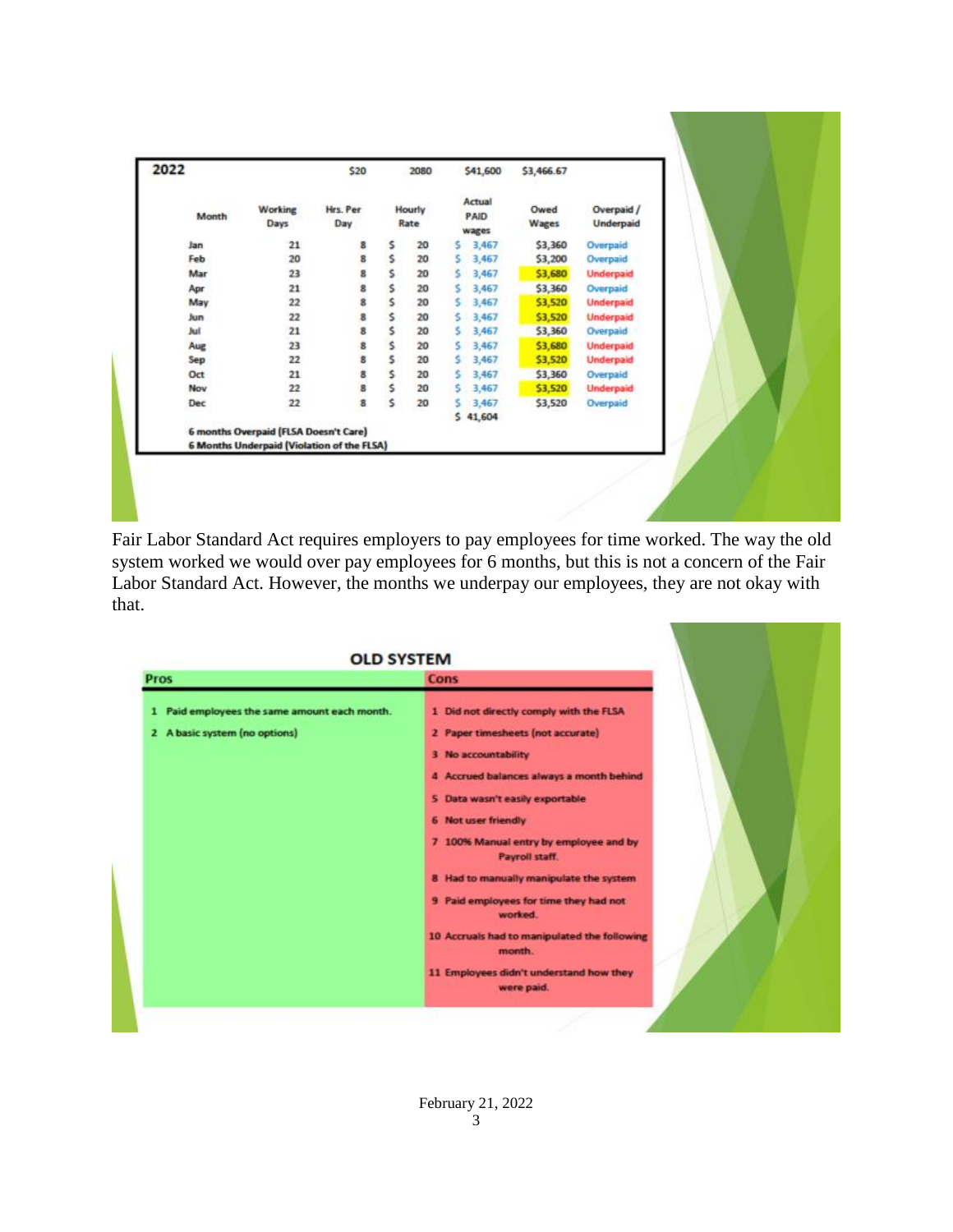| 2022 | | $20 | 2080 | $41,600 | $3,466.67 | |
|---|---|---|---|---|---|---|
| Month | Working Days | Hrs. Per Day | Hourly Rate | Actual PAID wages | Owed Wages | Overpaid / Underpaid |
| Jan | 21 | 8 | $ 20 | $ 3,467 | $3,360 | Overpaid |
| Feb | 20 | 8 | $ 20 | $ 3,467 | $3,200 | Overpaid |
| Mar | 23 | 8 | $ 20 | $ 3,467 | $3,680 | Underpaid |
| Apr | 21 | 8 | $ 20 | $ 3,467 | $3,360 | Overpaid |
| May | 22 | 8 | $ 20 | $ 3,467 | $3,520 | Underpaid |
| Jun | 22 | 8 | $ 20 | $ 3,467 | $3,520 | Underpaid |
| Jul | 21 | 8 | $ 20 | $ 3,467 | $3,360 | Overpaid |
| Aug | 23 | 8 | $ 20 | $ 3,467 | $3,680 | Underpaid |
| Sep | 22 | 8 | $ 20 | $ 3,467 | $3,520 | Underpaid |
| Oct | 21 | 8 | $ 20 | $ 3,467 | $3,360 | Overpaid |
| Nov | 22 | 8 | $ 20 | $ 3,467 | $3,520 | Underpaid |
| Dec | 22 | 8 | $ 20 | $ 3,467 | $3,520 | Overpaid |
| | | | | $ 41,604 | | |

**6 months Overpaid (FLSA Doesn't Care)**
**6 Months Underpaid (Violation of the FLSA)**

Fair Labor Standard Act requires employers to pay employees for time worked. The way the old system worked we would over pay employees for 6 months, but this is not a concern of the Fair Labor Standard Act. However, the months we underpay our employees, they are not okay with that.

**OLD SYSTEM**

| Pros | Cons |
|---|---|
| 1 Paid employees the same amount each month. | 1 Did not directly comply with the FLSA |
| 2 A basic system (no options) | 2 Paper timesheets (not accurate) |
| | 3 No accountability |
| | 4 Accrued balances always a month behind |
| | 5 Data wasn't easily exportable |
| | 6 Not user friendly |
| | 7 100% Manual entry by employee and by Payroll staff. |
| | 8 Had to manually manipulate the system |
| | 9 Paid employees for time they had not worked. |
| | 10 Accruals had to manipulated the following month. |
| | 11 Employees didn't understand how they were paid. |

February 21, 2022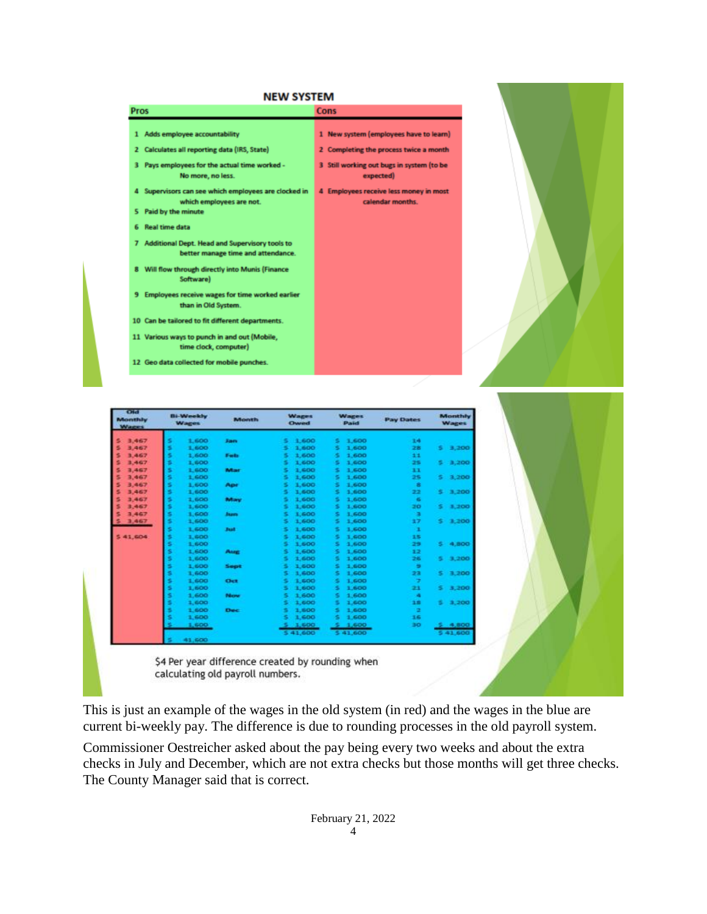## NEW SYSTEM

| Pros | Cons |
|---|---|
| 1 Adds employee accountability | 1 New system (employees have to learn) |
| 2 Calculates all reporting data (IRS, State) | 2 Completing the process twice a month |
| 3 Pays employees for the actual time worked - No more, no less. | 3 Still working out bugs in system (to be expected) |
| 4 Supervisors can see which employees are clocked in which employees are not. | 4 Employees receive less money in most calendar months. |
| 5 Paid by the minute | |
| 6 Real time data | |
| 7 Additional Dept. Head and Supervisory tools to better manage time and attendance. | |
| 8 Will flow through directly into Munis (Finance Software) | |
| 9 Employees receive wages for time worked earlier than in Old System. | |
| 10 Can be tailored to fit different departments. | |
| 11 Various ways to punch in and out (Mobile, time clock, computer) | |
| 12 Geo data collected for mobile punches. | |

| Old Monthly Wages | Bi-Weekly Wages | Month | Wages Owed | Wages Paid | Pay Dates | Monthly Wages |
|---|---|---|---|---|---|---|
| $ 3,467 | $ 1,600 | Jan | $ 1,600 | $ 1,600 | 14 | |
| $ 3,467 | $ 1,600 | | $ 1,600 | $ 1,600 | 28 | $ 3,200 |
| $ 3,467 | $ 1,600 | Feb | $ 1,600 | $ 1,600 | 11 | |
| $ 3,467 | $ 1,600 | | $ 1,600 | $ 1,600 | 25 | $ 3,200 |
| $ 3,467 | $ 1,600 | Mar | $ 1,600 | $ 1,600 | 11 | |
| $ 3,467 | $ 1,600 | | $ 1,600 | $ 1,600 | 25 | $ 3,200 |
| $ 3,467 | $ 1,600 | Apr | $ 1,600 | $ 1,600 | 8 | |
| $ 3,467 | $ 1,600 | | $ 1,600 | $ 1,600 | 22 | $ 3,200 |
| $ 3,467 | $ 1,600 | May | $ 1,600 | $ 1,600 | 6 | |
| $ 3,467 | $ 1,600 | | $ 1,600 | $ 1,600 | 20 | $ 3,200 |
| $ 3,467 | $ 1,600 | Jun | $ 1,600 | $ 1,600 | 3 | |
| $ 3,467 | $ 1,600 | | $ 1,600 | $ 1,600 | 17 | $ 3,200 |
| | $ 1,600 | Jul | $ 1,600 | $ 1,600 | 1 | |
| $ 41,604 | $ 1,600 | | $ 1,600 | $ 1,600 | 15 | |
| | $ 1,600 | | $ 1,600 | $ 1,600 | 29 | $ 4,800 |
| | $ 1,600 | Aug | $ 1,600 | $ 1,600 | 12 | |
| | $ 1,600 | | $ 1,600 | $ 1,600 | 26 | $ 3,200 |
| | $ 1,600 | Sept | $ 1,600 | $ 1,600 | 9 | |
| | $ 1,600 | | $ 1,600 | $ 1,600 | 23 | $ 3,200 |
| | $ 1,600 | Oct | $ 1,600 | $ 1,600 | 7 | |
| | $ 1,600 | | $ 1,600 | $ 1,600 | 21 | $ 3,200 |
| | $ 1,600 | Nov | $ 1,600 | $ 1,600 | 4 | |
| | $ 1,600 | | $ 1,600 | $ 1,600 | 18 | $ 3,200 |
| | $ 1,600 | Dec | $ 1,600 | $ 1,600 | 2 | |
| | $ 1,600 | | $ 1,600 | $ 1,600 | 16 | |
| | $ 1,600 | | $ 1,600 | $ 1,600 | 30 | $ 4,800 |
| | | | $ 41,600 | $ 41,600 | | $ 41,600 |
| | $ 41,600 | | | | | |

$4 Per year difference created by rounding when calculating old payroll numbers.

This is just an example of the wages in the old system (in red) and the wages in the blue are current bi-weekly pay. The difference is due to rounding processes in the old payroll system.

Commissioner Oestreicher asked about the pay being every two weeks and about the extra checks in July and December, which are not extra checks but those months will get three checks. The County Manager said that is correct.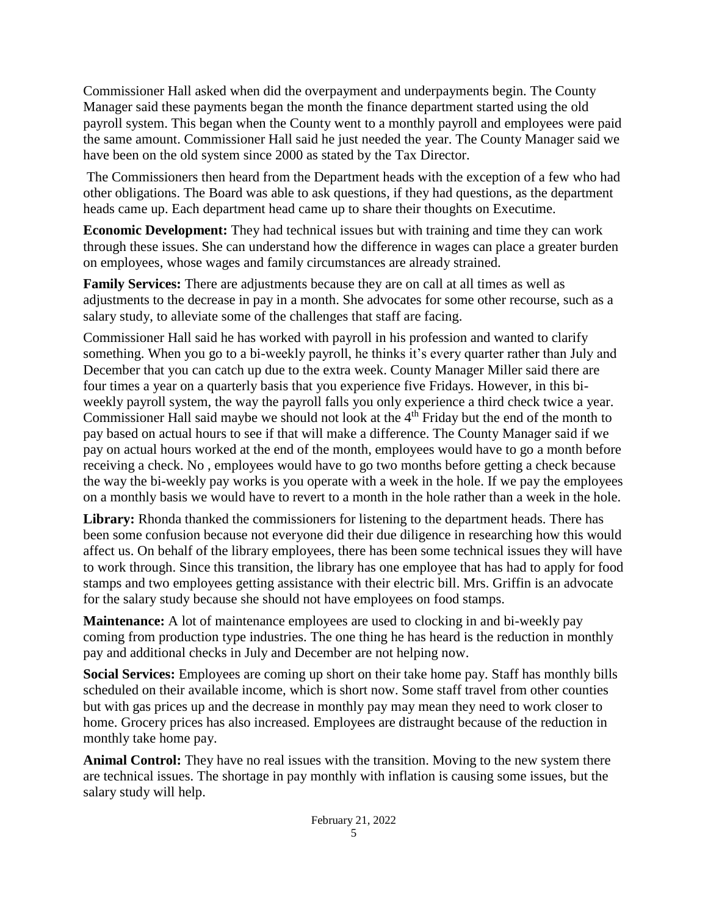Commissioner Hall asked when did the overpayment and underpayments begin. The County Manager said these payments began the month the finance department started using the old payroll system. This began when the County went to a monthly payroll and employees were paid the same amount. Commissioner Hall said he just needed the year. The County Manager said we have been on the old system since 2000 as stated by the Tax Director.

The Commissioners then heard from the Department heads with the exception of a few who had other obligations. The Board was able to ask questions, if they had questions, as the department heads came up. Each department head came up to share their thoughts on Executime.

**Economic Development:** They had technical issues but with training and time they can work through these issues. She can understand how the difference in wages can place a greater burden on employees, whose wages and family circumstances are already strained.

**Family Services:** There are adjustments because they are on call at all times as well as adjustments to the decrease in pay in a month. She advocates for some other recourse, such as a salary study, to alleviate some of the challenges that staff are facing.

Commissioner Hall said he has worked with payroll in his profession and wanted to clarify something. When you go to a bi-weekly payroll, he thinks it's every quarter rather than July and December that you can catch up due to the extra week. County Manager Miller said there are four times a year on a quarterly basis that you experience five Fridays. However, in this bi-weekly payroll system, the way the payroll falls you only experience a third check twice a year. Commissioner Hall said maybe we should not look at the 4th Friday but the end of the month to pay based on actual hours to see if that will make a difference. The County Manager said if we pay on actual hours worked at the end of the month, employees would have to go a month before receiving a check. No , employees would have to go two months before getting a check because the way the bi-weekly pay works is you operate with a week in the hole. If we pay the employees on a monthly basis we would have to revert to a month in the hole rather than a week in the hole.

**Library:** Rhonda thanked the commissioners for listening to the department heads. There has been some confusion because not everyone did their due diligence in researching how this would affect us. On behalf of the library employees, there has been some technical issues they will have to work through. Since this transition, the library has one employee that has had to apply for food stamps and two employees getting assistance with their electric bill. Mrs. Griffin is an advocate for the salary study because she should not have employees on food stamps.

**Maintenance:** A lot of maintenance employees are used to clocking in and bi-weekly pay coming from production type industries. The one thing he has heard is the reduction in monthly pay and additional checks in July and December are not helping now.

**Social Services:** Employees are coming up short on their take home pay. Staff has monthly bills scheduled on their available income, which is short now. Some staff travel from other counties but with gas prices up and the decrease in monthly pay may mean they need to work closer to home. Grocery prices has also increased. Employees are distraught because of the reduction in monthly take home pay.

**Animal Control:** They have no real issues with the transition. Moving to the new system there are technical issues. The shortage in pay monthly with inflation is causing some issues, but the salary study will help.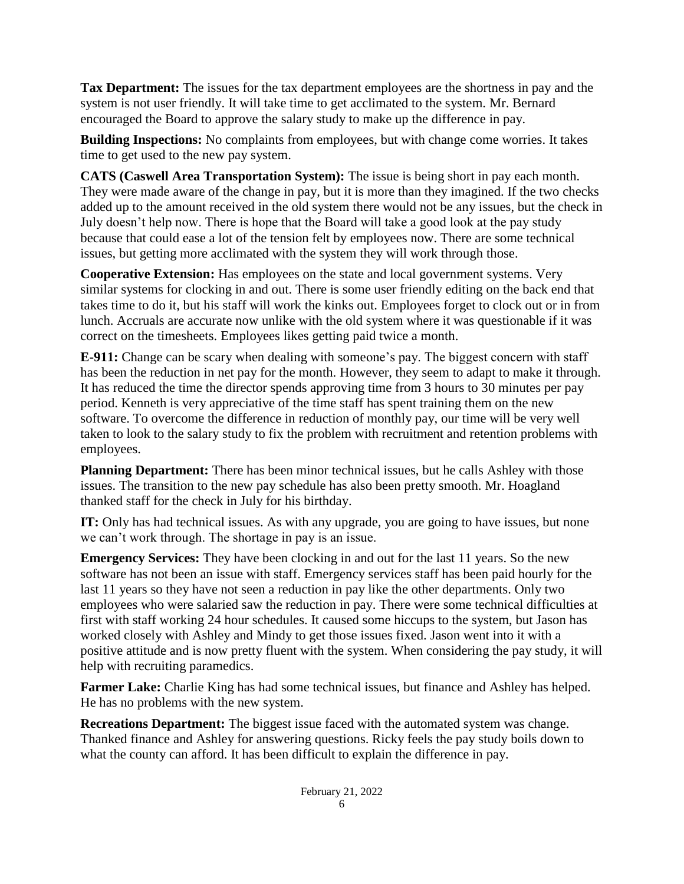**Tax Department:** The issues for the tax department employees are the shortness in pay and the system is not user friendly. It will take time to get acclimated to the system. Mr. Bernard encouraged the Board to approve the salary study to make up the difference in pay.

**Building Inspections:** No complaints from employees, but with change come worries. It takes time to get used to the new pay system.

**CATS (Caswell Area Transportation System):** The issue is being short in pay each month. They were made aware of the change in pay, but it is more than they imagined. If the two checks added up to the amount received in the old system there would not be any issues, but the check in July doesn't help now. There is hope that the Board will take a good look at the pay study because that could ease a lot of the tension felt by employees now. There are some technical issues, but getting more acclimated with the system they will work through those.

**Cooperative Extension:** Has employees on the state and local government systems. Very similar systems for clocking in and out. There is some user friendly editing on the back end that takes time to do it, but his staff will work the kinks out. Employees forget to clock out or in from lunch. Accruals are accurate now unlike with the old system where it was questionable if it was correct on the timesheets. Employees likes getting paid twice a month.

**E-911:** Change can be scary when dealing with someone's pay. The biggest concern with staff has been the reduction in net pay for the month. However, they seem to adapt to make it through. It has reduced the time the director spends approving time from 3 hours to 30 minutes per pay period. Kenneth is very appreciative of the time staff has spent training them on the new software. To overcome the difference in reduction of monthly pay, our time will be very well taken to look to the salary study to fix the problem with recruitment and retention problems with employees.

**Planning Department:** There has been minor technical issues, but he calls Ashley with those issues. The transition to the new pay schedule has also been pretty smooth. Mr. Hoagland thanked staff for the check in July for his birthday.

**IT:** Only has had technical issues. As with any upgrade, you are going to have issues, but none we can't work through. The shortage in pay is an issue.

**Emergency Services:** They have been clocking in and out for the last 11 years. So the new software has not been an issue with staff. Emergency services staff has been paid hourly for the last 11 years so they have not seen a reduction in pay like the other departments. Only two employees who were salaried saw the reduction in pay. There were some technical difficulties at first with staff working 24 hour schedules. It caused some hiccups to the system, but Jason has worked closely with Ashley and Mindy to get those issues fixed. Jason went into it with a positive attitude and is now pretty fluent with the system. When considering the pay study, it will help with recruiting paramedics.

**Farmer Lake:** Charlie King has had some technical issues, but finance and Ashley has helped. He has no problems with the new system.

**Recreations Department:** The biggest issue faced with the automated system was change. Thanked finance and Ashley for answering questions. Ricky feels the pay study boils down to what the county can afford. It has been difficult to explain the difference in pay.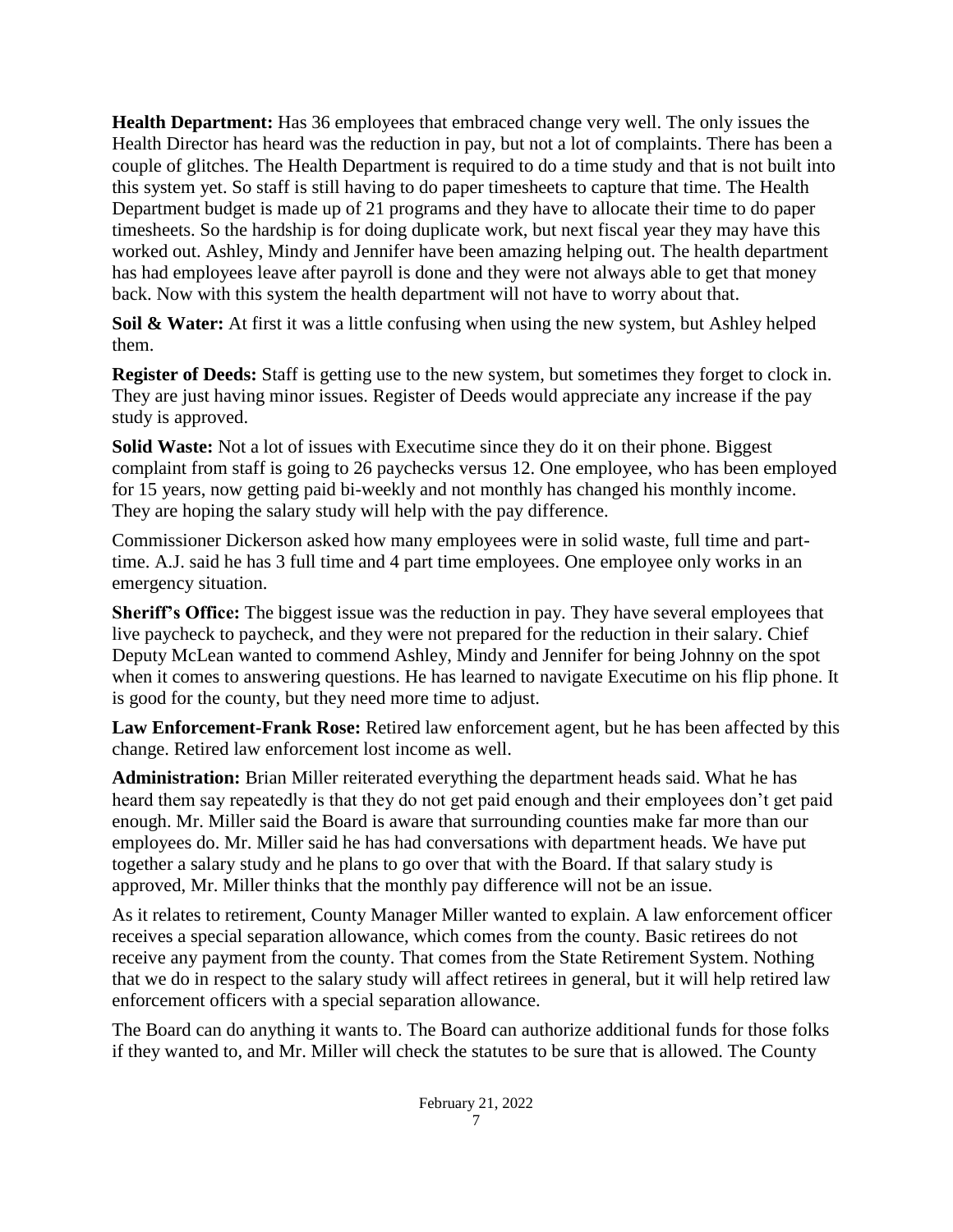**Health Department:** Has 36 employees that embraced change very well. The only issues the Health Director has heard was the reduction in pay, but not a lot of complaints. There has been a couple of glitches. The Health Department is required to do a time study and that is not built into this system yet. So staff is still having to do paper timesheets to capture that time. The Health Department budget is made up of 21 programs and they have to allocate their time to do paper timesheets. So the hardship is for doing duplicate work, but next fiscal year they may have this worked out. Ashley, Mindy and Jennifer have been amazing helping out. The health department has had employees leave after payroll is done and they were not always able to get that money back. Now with this system the health department will not have to worry about that.

**Soil & Water:** At first it was a little confusing when using the new system, but Ashley helped them.

**Register of Deeds:** Staff is getting use to the new system, but sometimes they forget to clock in. They are just having minor issues. Register of Deeds would appreciate any increase if the pay study is approved.

**Solid Waste:** Not a lot of issues with Executime since they do it on their phone. Biggest complaint from staff is going to 26 paychecks versus 12. One employee, who has been employed for 15 years, now getting paid bi-weekly and not monthly has changed his monthly income. They are hoping the salary study will help with the pay difference.

Commissioner Dickerson asked how many employees were in solid waste, full time and part-time. A.J. said he has 3 full time and 4 part time employees. One employee only works in an emergency situation.

**Sheriff's Office:** The biggest issue was the reduction in pay. They have several employees that live paycheck to paycheck, and they were not prepared for the reduction in their salary. Chief Deputy McLean wanted to commend Ashley, Mindy and Jennifer for being Johnny on the spot when it comes to answering questions. He has learned to navigate Executime on his flip phone. It is good for the county, but they need more time to adjust.

**Law Enforcement-Frank Rose:** Retired law enforcement agent, but he has been affected by this change. Retired law enforcement lost income as well.

**Administration:** Brian Miller reiterated everything the department heads said. What he has heard them say repeatedly is that they do not get paid enough and their employees don't get paid enough. Mr. Miller said the Board is aware that surrounding counties make far more than our employees do. Mr. Miller said he has had conversations with department heads. We have put together a salary study and he plans to go over that with the Board. If that salary study is approved, Mr. Miller thinks that the monthly pay difference will not be an issue.

As it relates to retirement, County Manager Miller wanted to explain. A law enforcement officer receives a special separation allowance, which comes from the county. Basic retirees do not receive any payment from the county. That comes from the State Retirement System. Nothing that we do in respect to the salary study will affect retirees in general, but it will help retired law enforcement officers with a special separation allowance.

The Board can do anything it wants to. The Board can authorize additional funds for those folks if they wanted to, and Mr. Miller will check the statutes to be sure that is allowed. The County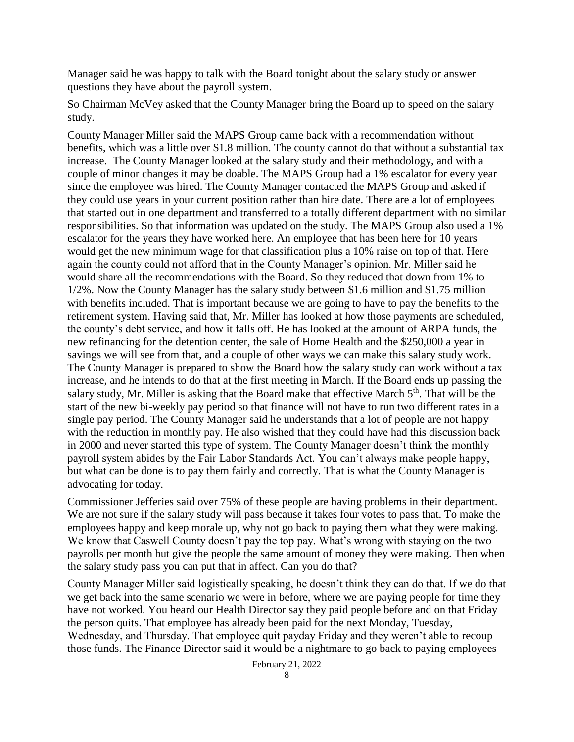Manager said he was happy to talk with the Board tonight about the salary study or answer questions they have about the payroll system.

So Chairman McVey asked that the County Manager bring the Board up to speed on the salary study.

County Manager Miller said the MAPS Group came back with a recommendation without benefits, which was a little over \$1.8 million. The county cannot do that without a substantial tax increase. The County Manager looked at the salary study and their methodology, and with a couple of minor changes it may be doable. The MAPS Group had a 1% escalator for every year since the employee was hired. The County Manager contacted the MAPS Group and asked if they could use years in your current position rather than hire date. There are a lot of employees that started out in one department and transferred to a totally different department with no similar responsibilities. So that information was updated on the study. The MAPS Group also used a 1% escalator for the years they have worked here. An employee that has been here for 10 years would get the new minimum wage for that classification plus a 10% raise on top of that. Here again the county could not afford that in the County Manager's opinion. Mr. Miller said he would share all the recommendations with the Board. So they reduced that down from 1% to 1/2%. Now the County Manager has the salary study between \$1.6 million and \$1.75 million with benefits included. That is important because we are going to have to pay the benefits to the retirement system. Having said that, Mr. Miller has looked at how those payments are scheduled, the county's debt service, and how it falls off. He has looked at the amount of ARPA funds, the new refinancing for the detention center, the sale of Home Health and the \$250,000 a year in savings we will see from that, and a couple of other ways we can make this salary study work. The County Manager is prepared to show the Board how the salary study can work without a tax increase, and he intends to do that at the first meeting in March. If the Board ends up passing the salary study, Mr. Miller is asking that the Board make that effective March 5th. That will be the start of the new bi-weekly pay period so that finance will not have to run two different rates in a single pay period. The County Manager said he understands that a lot of people are not happy with the reduction in monthly pay. He also wished that they could have had this discussion back in 2000 and never started this type of system. The County Manager doesn't think the monthly payroll system abides by the Fair Labor Standards Act. You can't always make people happy, but what can be done is to pay them fairly and correctly. That is what the County Manager is advocating for today.

Commissioner Jefferies said over 75% of these people are having problems in their department. We are not sure if the salary study will pass because it takes four votes to pass that. To make the employees happy and keep morale up, why not go back to paying them what they were making. We know that Caswell County doesn't pay the top pay. What's wrong with staying on the two payrolls per month but give the people the same amount of money they were making. Then when the salary study pass you can put that in affect. Can you do that?

County Manager Miller said logistically speaking, he doesn't think they can do that. If we do that we get back into the same scenario we were in before, where we are paying people for time they have not worked. You heard our Health Director say they paid people before and on that Friday the person quits. That employee has already been paid for the next Monday, Tuesday, Wednesday, and Thursday. That employee quit payday Friday and they weren't able to recoup those funds. The Finance Director said it would be a nightmare to go back to paying employees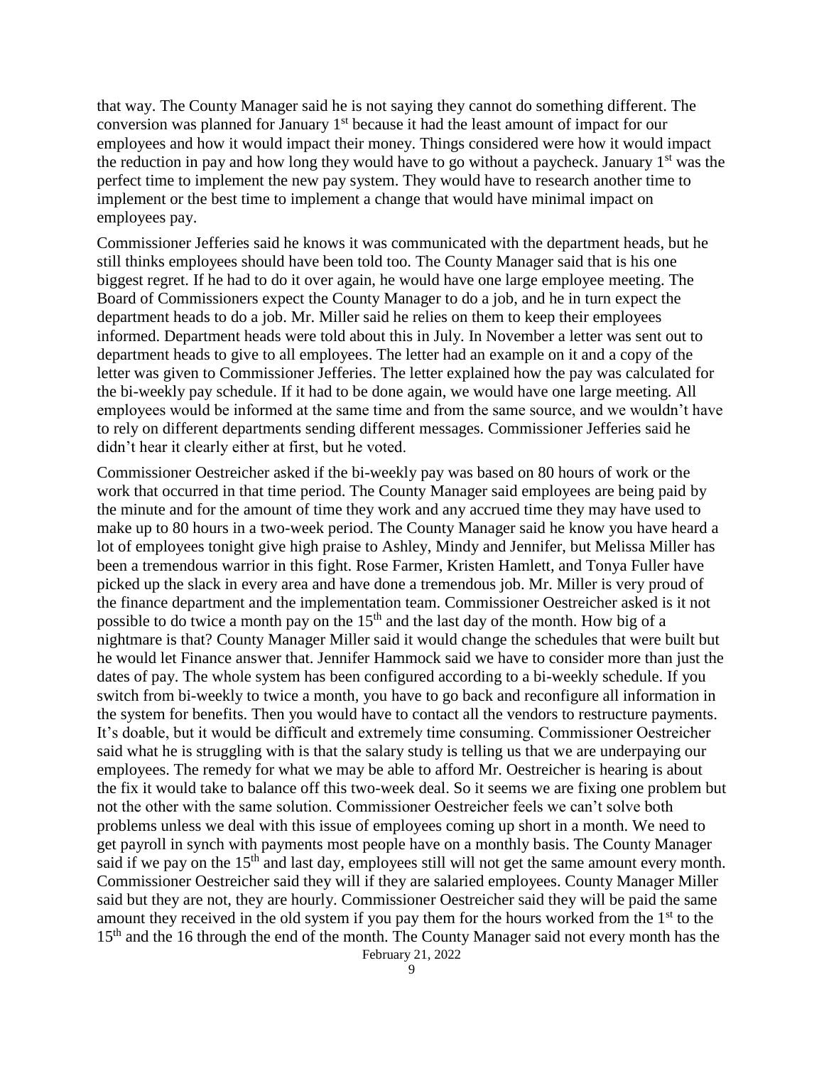that way. The County Manager said he is not saying they cannot do something different. The conversion was planned for January 1st because it had the least amount of impact for our employees and how it would impact their money. Things considered were how it would impact the reduction in pay and how long they would have to go without a paycheck. January 1st was the perfect time to implement the new pay system. They would have to research another time to implement or the best time to implement a change that would have minimal impact on employees pay.

Commissioner Jefferies said he knows it was communicated with the department heads, but he still thinks employees should have been told too. The County Manager said that is his one biggest regret. If he had to do it over again, he would have one large employee meeting. The Board of Commissioners expect the County Manager to do a job, and he in turn expect the department heads to do a job. Mr. Miller said he relies on them to keep their employees informed. Department heads were told about this in July. In November a letter was sent out to department heads to give to all employees. The letter had an example on it and a copy of the letter was given to Commissioner Jefferies. The letter explained how the pay was calculated for the bi-weekly pay schedule. If it had to be done again, we would have one large meeting. All employees would be informed at the same time and from the same source, and we wouldn't have to rely on different departments sending different messages. Commissioner Jefferies said he didn't hear it clearly either at first, but he voted.

Commissioner Oestreicher asked if the bi-weekly pay was based on 80 hours of work or the work that occurred in that time period. The County Manager said employees are being paid by the minute and for the amount of time they work and any accrued time they may have used to make up to 80 hours in a two-week period. The County Manager said he know you have heard a lot of employees tonight give high praise to Ashley, Mindy and Jennifer, but Melissa Miller has been a tremendous warrior in this fight. Rose Farmer, Kristen Hamlett, and Tonya Fuller have picked up the slack in every area and have done a tremendous job. Mr. Miller is very proud of the finance department and the implementation team. Commissioner Oestreicher asked is it not possible to do twice a month pay on the 15th and the last day of the month. How big of a nightmare is that? County Manager Miller said it would change the schedules that were built but he would let Finance answer that. Jennifer Hammock said we have to consider more than just the dates of pay. The whole system has been configured according to a bi-weekly schedule. If you switch from bi-weekly to twice a month, you have to go back and reconfigure all information in the system for benefits. Then you would have to contact all the vendors to restructure payments. It's doable, but it would be difficult and extremely time consuming. Commissioner Oestreicher said what he is struggling with is that the salary study is telling us that we are underpaying our employees. The remedy for what we may be able to afford Mr. Oestreicher is hearing is about the fix it would take to balance off this two-week deal. So it seems we are fixing one problem but not the other with the same solution. Commissioner Oestreicher feels we can't solve both problems unless we deal with this issue of employees coming up short in a month. We need to get payroll in synch with payments most people have on a monthly basis. The County Manager said if we pay on the 15th and last day, employees still will not get the same amount every month. Commissioner Oestreicher said they will if they are salaried employees. County Manager Miller said but they are not, they are hourly. Commissioner Oestreicher said they will be paid the same amount they received in the old system if you pay them for the hours worked from the 1st to the 15th and the 16 through the end of the month. The County Manager said not every month has the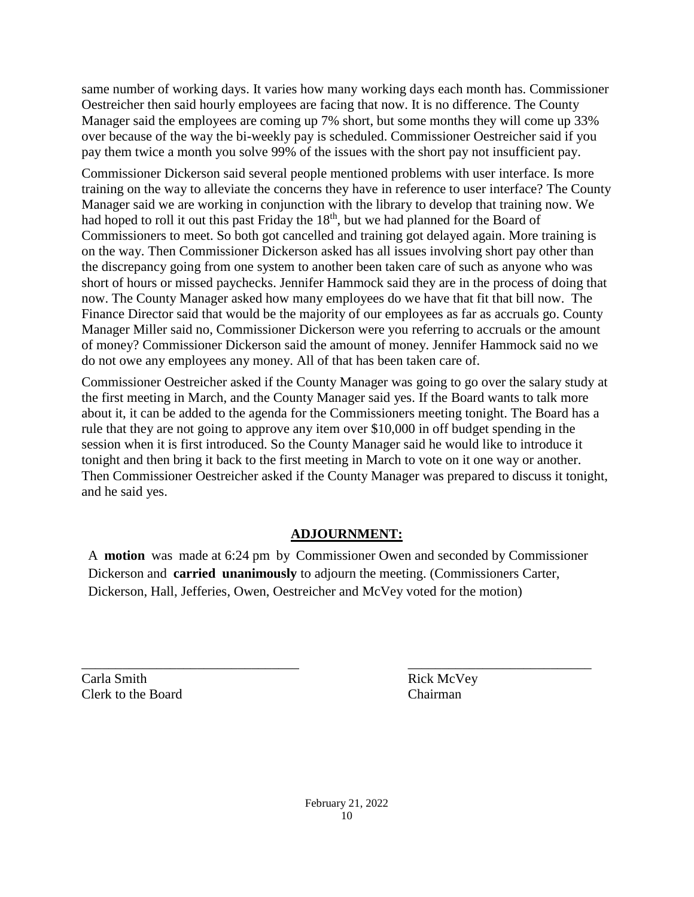same number of working days. It varies how many working days each month has. Commissioner Oestreicher then said hourly employees are facing that now. It is no difference. The County Manager said the employees are coming up 7% short, but some months they will come up 33% over because of the way the bi-weekly pay is scheduled. Commissioner Oestreicher said if you pay them twice a month you solve 99% of the issues with the short pay not insufficient pay.

Commissioner Dickerson said several people mentioned problems with user interface. Is more training on the way to alleviate the concerns they have in reference to user interface? The County Manager said we are working in conjunction with the library to develop that training now. We had hoped to roll it out this past Friday the 18th, but we had planned for the Board of Commissioners to meet. So both got cancelled and training got delayed again. More training is on the way. Then Commissioner Dickerson asked has all issues involving short pay other than the discrepancy going from one system to another been taken care of such as anyone who was short of hours or missed paychecks. Jennifer Hammock said they are in the process of doing that now. The County Manager asked how many employees do we have that fit that bill now. The Finance Director said that would be the majority of our employees as far as accruals go. County Manager Miller said no, Commissioner Dickerson were you referring to accruals or the amount of money? Commissioner Dickerson said the amount of money. Jennifer Hammock said no we do not owe any employees any money. All of that has been taken care of.

Commissioner Oestreicher asked if the County Manager was going to go over the salary study at the first meeting in March, and the County Manager said yes. If the Board wants to talk more about it, it can be added to the agenda for the Commissioners meeting tonight. The Board has a rule that they are not going to approve any item over $10,000 in off budget spending in the session when it is first introduced. So the County Manager said he would like to introduce it tonight and then bring it back to the first meeting in March to vote on it one way or another. Then Commissioner Oestreicher asked if the County Manager was prepared to discuss it tonight, and he said yes.

## ADJOURNMENT:

A **motion** was made at 6:24 pm by Commissioner Owen and seconded by Commissioner Dickerson and **carried unanimously** to adjourn the meeting. (Commissioners Carter, Dickerson, Hall, Jefferies, Owen, Oestreicher and McVey voted for the motion)

________________________________
Carla Smith
Clerk to the Board

___________________________
Rick McVey
Chairman

February 21, 2022